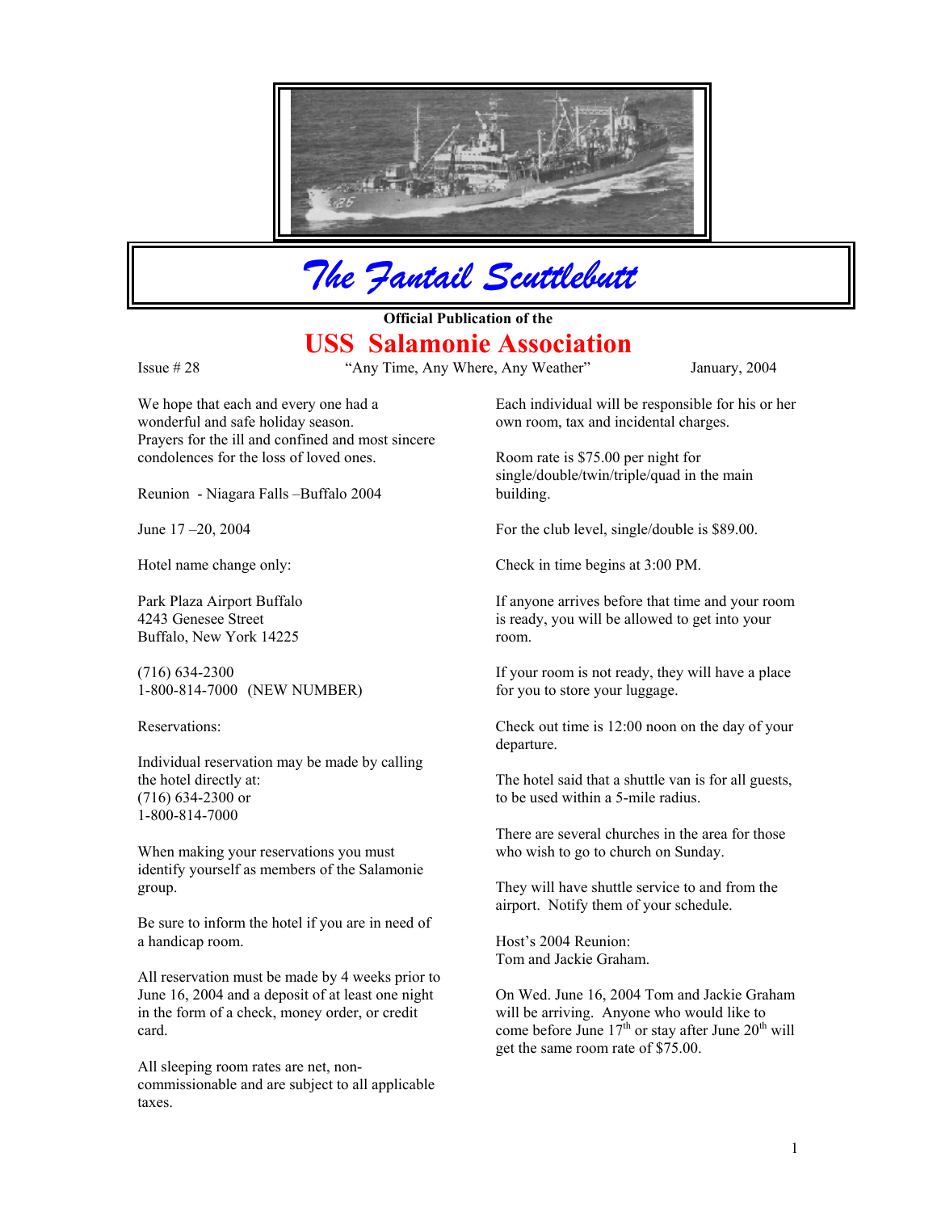# The Fantail Scuttlebutt

**Official Publication of the**

## USS Salamonie Association

Issue # 28 — "Any Time, Any Where, Any Weather" — January, 2004

We hope that each and every one had a wonderful and safe holiday season.
Prayers for the ill and confined and most sincere condolences for the loss of loved ones.

Reunion - Niagara Falls –Buffalo 2004

June 17 –20, 2004

Hotel name change only:

Park Plaza Airport Buffalo
4243 Genesee Street
Buffalo, New York 14225

(716) 634-2300
1-800-814-7000 (NEW NUMBER)

Reservations:

Individual reservation may be made by calling the hotel directly at:
(716) 634-2300 or
1-800-814-7000

When making your reservations you must identify yourself as members of the Salamonie group.

Be sure to inform the hotel if you are in need of a handicap room.

All reservation must be made by 4 weeks prior to June 16, 2004 and a deposit of at least one night in the form of a check, money order, or credit card.

All sleeping room rates are net, non-commissionable and are subject to all applicable taxes.

Each individual will be responsible for his or her own room, tax and incidental charges.

Room rate is $75.00 per night for single/double/twin/triple/quad in the main building.

For the club level, single/double is $89.00.

Check in time begins at 3:00 PM.

If anyone arrives before that time and your room is ready, you will be allowed to get into your room.

If your room is not ready, they will have a place for you to store your luggage.

Check out time is 12:00 noon on the day of your departure.

The hotel said that a shuttle van is for all guests, to be used within a 5-mile radius.

There are several churches in the area for those who wish to go to church on Sunday.

They will have shuttle service to and from the airport. Notify them of your schedule.

Host's 2004 Reunion:
Tom and Jackie Graham.

On Wed. June 16, 2004 Tom and Jackie Graham will be arriving. Anyone who would like to come before June 17th or stay after June 20th will get the same room rate of $75.00.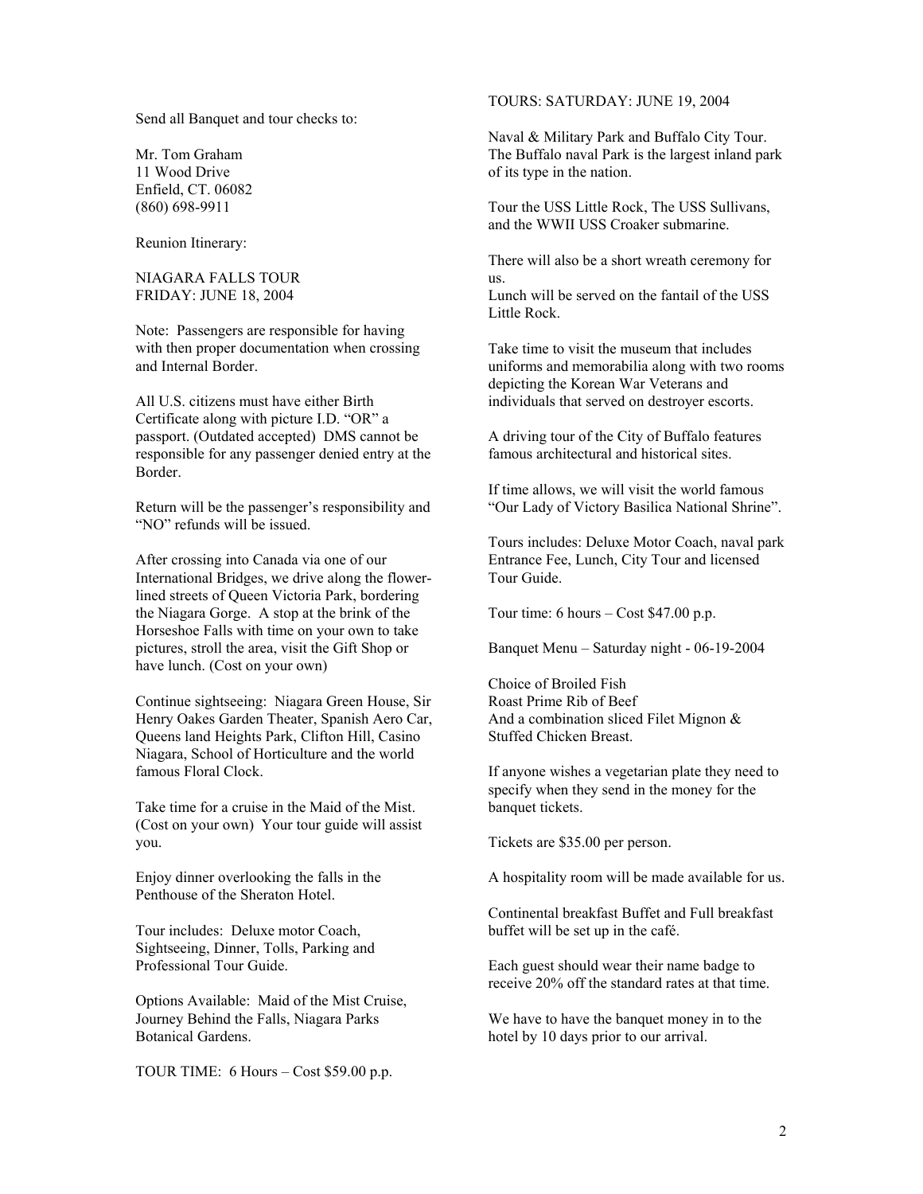Send all Banquet and tour checks to:

Mr. Tom Graham
11 Wood Drive
Enfield, CT. 06082
(860) 698-9911

Reunion Itinerary:

NIAGARA FALLS TOUR
FRIDAY: JUNE 18, 2004

Note: Passengers are responsible for having with then proper documentation when crossing and Internal Border.

All U.S. citizens must have either Birth Certificate along with picture I.D. "OR" a passport. (Outdated accepted) DMS cannot be responsible for any passenger denied entry at the Border.

Return will be the passenger's responsibility and "NO" refunds will be issued.

After crossing into Canada via one of our International Bridges, we drive along the flower-lined streets of Queen Victoria Park, bordering the Niagara Gorge. A stop at the brink of the Horseshoe Falls with time on your own to take pictures, stroll the area, visit the Gift Shop or have lunch. (Cost on your own)

Continue sightseeing: Niagara Green House, Sir Henry Oakes Garden Theater, Spanish Aero Car, Queens land Heights Park, Clifton Hill, Casino Niagara, School of Horticulture and the world famous Floral Clock.

Take time for a cruise in the Maid of the Mist. (Cost on your own) Your tour guide will assist you.

Enjoy dinner overlooking the falls in the Penthouse of the Sheraton Hotel.

Tour includes: Deluxe motor Coach, Sightseeing, Dinner, Tolls, Parking and Professional Tour Guide.

Options Available: Maid of the Mist Cruise, Journey Behind the Falls, Niagara Parks Botanical Gardens.

TOUR TIME: 6 Hours – Cost $59.00 p.p.

TOURS: SATURDAY: JUNE 19, 2004

Naval & Military Park and Buffalo City Tour. The Buffalo naval Park is the largest inland park of its type in the nation.

Tour the USS Little Rock, The USS Sullivans, and the WWII USS Croaker submarine.

There will also be a short wreath ceremony for us.
Lunch will be served on the fantail of the USS Little Rock.

Take time to visit the museum that includes uniforms and memorabilia along with two rooms depicting the Korean War Veterans and individuals that served on destroyer escorts.

A driving tour of the City of Buffalo features famous architectural and historical sites.

If time allows, we will visit the world famous "Our Lady of Victory Basilica National Shrine".

Tours includes: Deluxe Motor Coach, naval park Entrance Fee, Lunch, City Tour and licensed Tour Guide.

Tour time: 6 hours – Cost $47.00 p.p.

Banquet Menu – Saturday night - 06-19-2004

Choice of Broiled Fish
Roast Prime Rib of Beef
And a combination sliced Filet Mignon & Stuffed Chicken Breast.

If anyone wishes a vegetarian plate they need to specify when they send in the money for the banquet tickets.

Tickets are $35.00 per person.

A hospitality room will be made available for us.

Continental breakfast Buffet and Full breakfast buffet will be set up in the café.

Each guest should wear their name badge to receive 20% off the standard rates at that time.

We have to have the banquet money in to the hotel by 10 days prior to our arrival.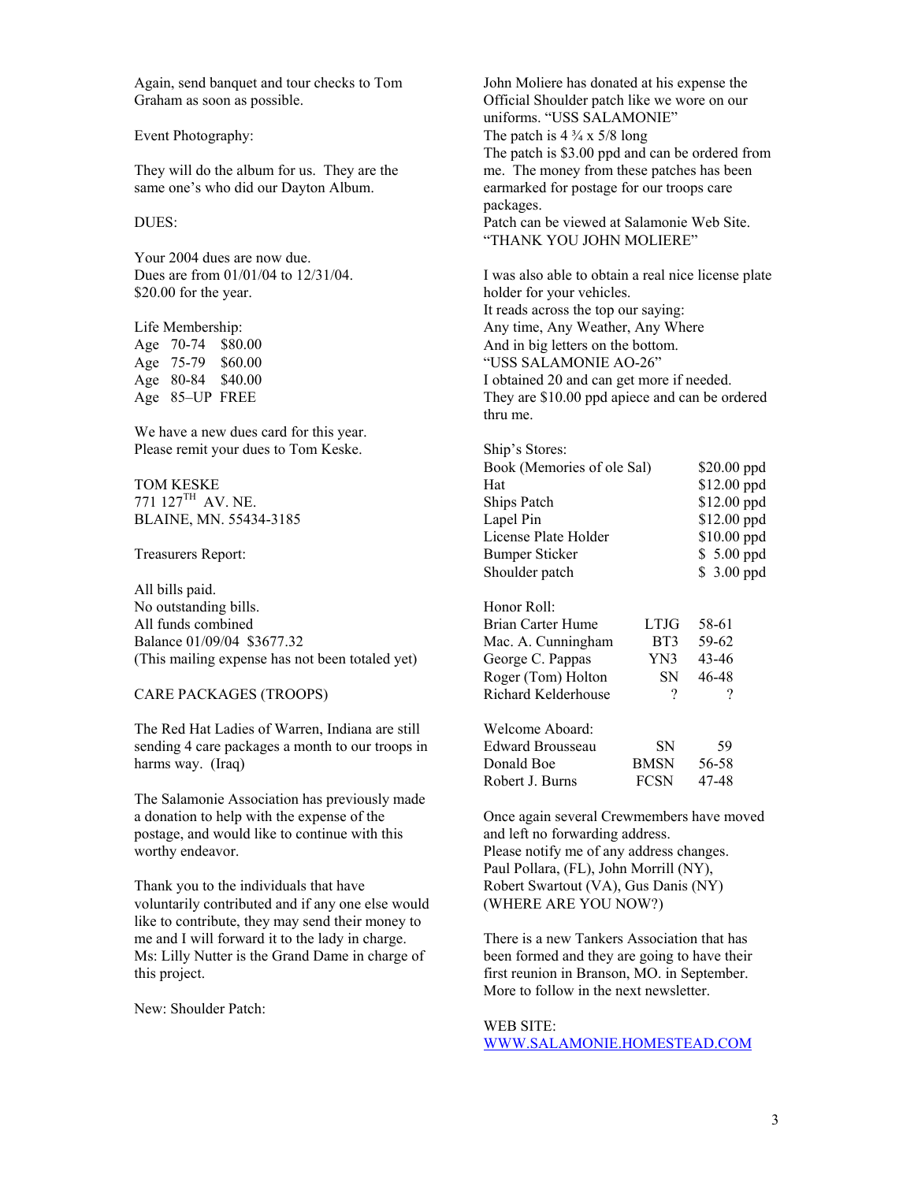Again, send banquet and tour checks to Tom Graham as soon as possible.

Event Photography:

They will do the album for us. They are the same one's who did our Dayton Album.

DUES:

Your 2004 dues are now due.
Dues are from 01/01/04 to 12/31/04.
$20.00 for the year.

Life Membership:

| | | |
|---|---|---|
| Age | 70-74 | $80.00 |
| Age | 75-79 | $60.00 |
| Age | 80-84 | $40.00 |
| Age | 85–UP | FREE |

We have a new dues card for this year.
Please remit your dues to Tom Keske.

TOM KESKE
771 127[TH] AV. NE.
BLAINE, MN. 55434-3185

Treasurers Report:

All bills paid.
No outstanding bills.
All funds combined
Balance 01/09/04 $3677.32
(This mailing expense has not been totaled yet)

CARE PACKAGES (TROOPS)

The Red Hat Ladies of Warren, Indiana are still sending 4 care packages a month to our troops in harms way. (Iraq)

The Salamonie Association has previously made a donation to help with the expense of the postage, and would like to continue with this worthy endeavor.

Thank you to the individuals that have voluntarily contributed and if any one else would like to contribute, they may send their money to me and I will forward it to the lady in charge. Ms: Lilly Nutter is the Grand Dame in charge of this project.

New: Shoulder Patch:

John Moliere has donated at his expense the Official Shoulder patch like we wore on our uniforms. "USS SALAMONIE"
The patch is 4 ¾ x 5/8 long
The patch is $3.00 ppd and can be ordered from me. The money from these patches has been earmarked for postage for our troops care packages.
Patch can be viewed at Salamonie Web Site.
"THANK YOU JOHN MOLIERE"

I was also able to obtain a real nice license plate holder for your vehicles.
It reads across the top our saying:
Any time, Any Weather, Any Where
And in big letters on the bottom.
"USS SALAMONIE AO-26"
I obtained 20 and can get more if needed.
They are $10.00 ppd apiece and can be ordered thru me.

Ship's Stores:

| | |
|---|---|
| Book (Memories of ole Sal) | $20.00 ppd |
| Hat | $12.00 ppd |
| Ships Patch | $12.00 ppd |
| Lapel Pin | $12.00 ppd |
| License Plate Holder | $10.00 ppd |
| Bumper Sticker | $ 5.00 ppd |
| Shoulder patch | $ 3.00 ppd |

Honor Roll:

| | | |
|---|---|---|
| Brian Carter Hume | LTJG | 58-61 |
| Mac. A. Cunningham | BT3 | 59-62 |
| George C. Pappas | YN3 | 43-46 |
| Roger (Tom) Holton | SN | 46-48 |
| Richard Kelderhouse | ? | ? |

Welcome Aboard:

| | | |
|---|---|---|
| Edward Brousseau | SN | 59 |
| Donald Boe | BMSN | 56-58 |
| Robert J. Burns | FCSN | 47-48 |

Once again several Crewmembers have moved and left no forwarding address.
Please notify me of any address changes.
Paul Pollara, (FL), John Morrill (NY), Robert Swartout (VA), Gus Danis (NY)
(WHERE ARE YOU NOW?)

There is a new Tankers Association that has been formed and they are going to have their first reunion in Branson, MO. in September.
More to follow in the next newsletter.

WEB SITE:
WWW.SALAMONIE.HOMESTEAD.COM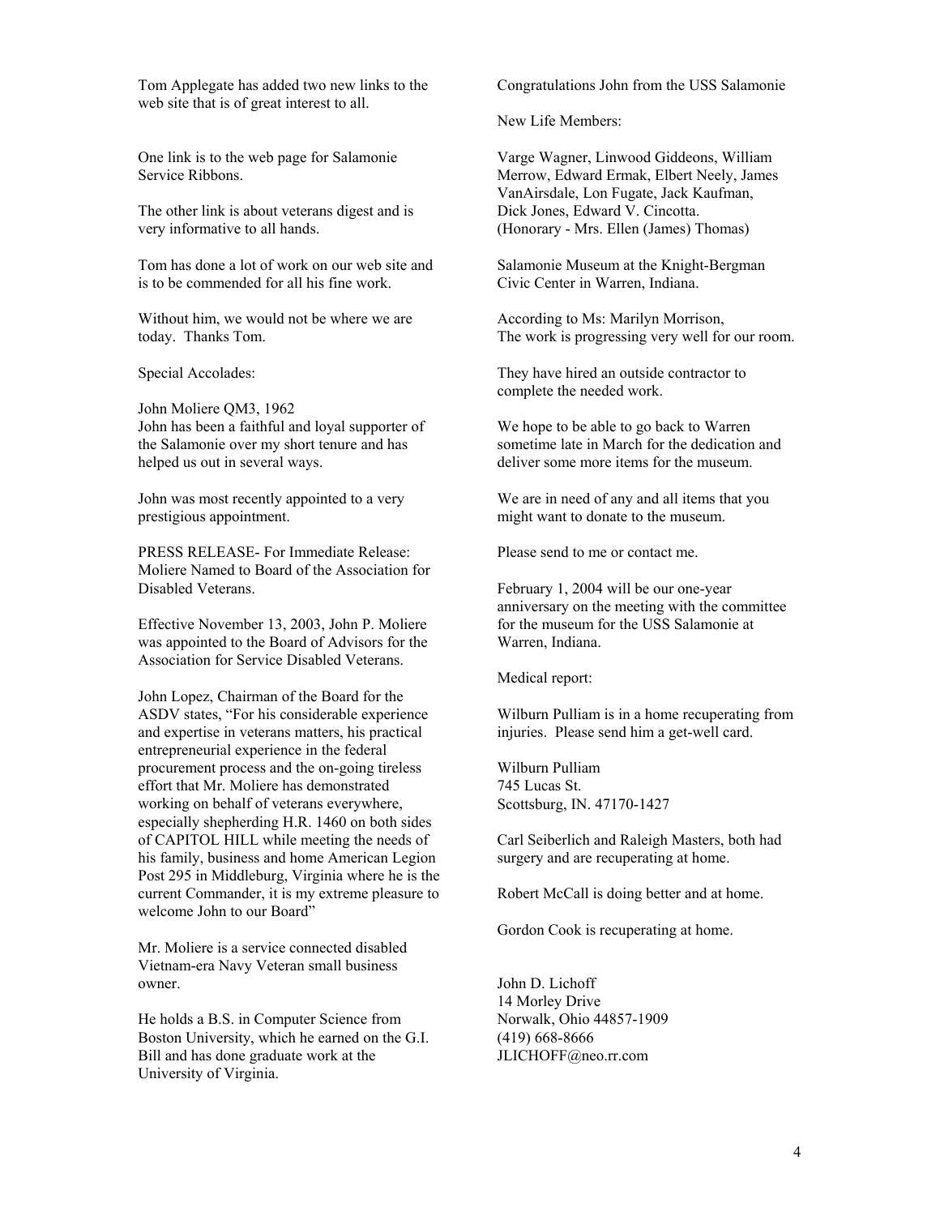Tom Applegate has added two new links to the web site that is of great interest to all.

One link is to the web page for Salamonie Service Ribbons.

The other link is about veterans digest and is very informative to all hands.

Tom has done a lot of work on our web site and is to be commended for all his fine work.

Without him, we would not be where we are today. Thanks Tom.

Special Accolades:

John Moliere QM3, 1962
John has been a faithful and loyal supporter of the Salamonie over my short tenure and has helped us out in several ways.

John was most recently appointed to a very prestigious appointment.

PRESS RELEASE- For Immediate Release: Moliere Named to Board of the Association for Disabled Veterans.

Effective November 13, 2003, John P. Moliere was appointed to the Board of Advisors for the Association for Service Disabled Veterans.

John Lopez, Chairman of the Board for the ASDV states, "For his considerable experience and expertise in veterans matters, his practical entrepreneurial experience in the federal procurement process and the on-going tireless effort that Mr. Moliere has demonstrated working on behalf of veterans everywhere, especially shepherding H.R. 1460 on both sides of CAPITOL HILL while meeting the needs of his family, business and home American Legion Post 295 in Middleburg, Virginia where he is the current Commander, it is my extreme pleasure to welcome John to our Board"

Mr. Moliere is a service connected disabled Vietnam-era Navy Veteran small business owner.

He holds a B.S. in Computer Science from Boston University, which he earned on the G.I. Bill and has done graduate work at the University of Virginia.

Congratulations John from the USS Salamonie

New Life Members:

Varge Wagner, Linwood Giddeons, William Merrow, Edward Ermak, Elbert Neely, James VanAirsdale, Lon Fugate, Jack Kaufman, Dick Jones, Edward V. Cincotta.
(Honorary - Mrs. Ellen (James) Thomas)

Salamonie Museum at the Knight-Bergman Civic Center in Warren, Indiana.

According to Ms: Marilyn Morrison,
The work is progressing very well for our room.

They have hired an outside contractor to complete the needed work.

We hope to be able to go back to Warren sometime late in March for the dedication and deliver some more items for the museum.

We are in need of any and all items that you might want to donate to the museum.

Please send to me or contact me.

February 1, 2004 will be our one-year anniversary on the meeting with the committee for the museum for the USS Salamonie at Warren, Indiana.

Medical report:

Wilburn Pulliam is in a home recuperating from injuries. Please send him a get-well card.

Wilburn Pulliam
745 Lucas St.
Scottsburg, IN. 47170-1427

Carl Seiberlich and Raleigh Masters, both had surgery and are recuperating at home.

Robert McCall is doing better and at home.

Gordon Cook is recuperating at home.

John D. Lichoff
14 Morley Drive
Norwalk, Ohio 44857-1909
(419) 668-8666
JLICHOFF@neo.rr.com